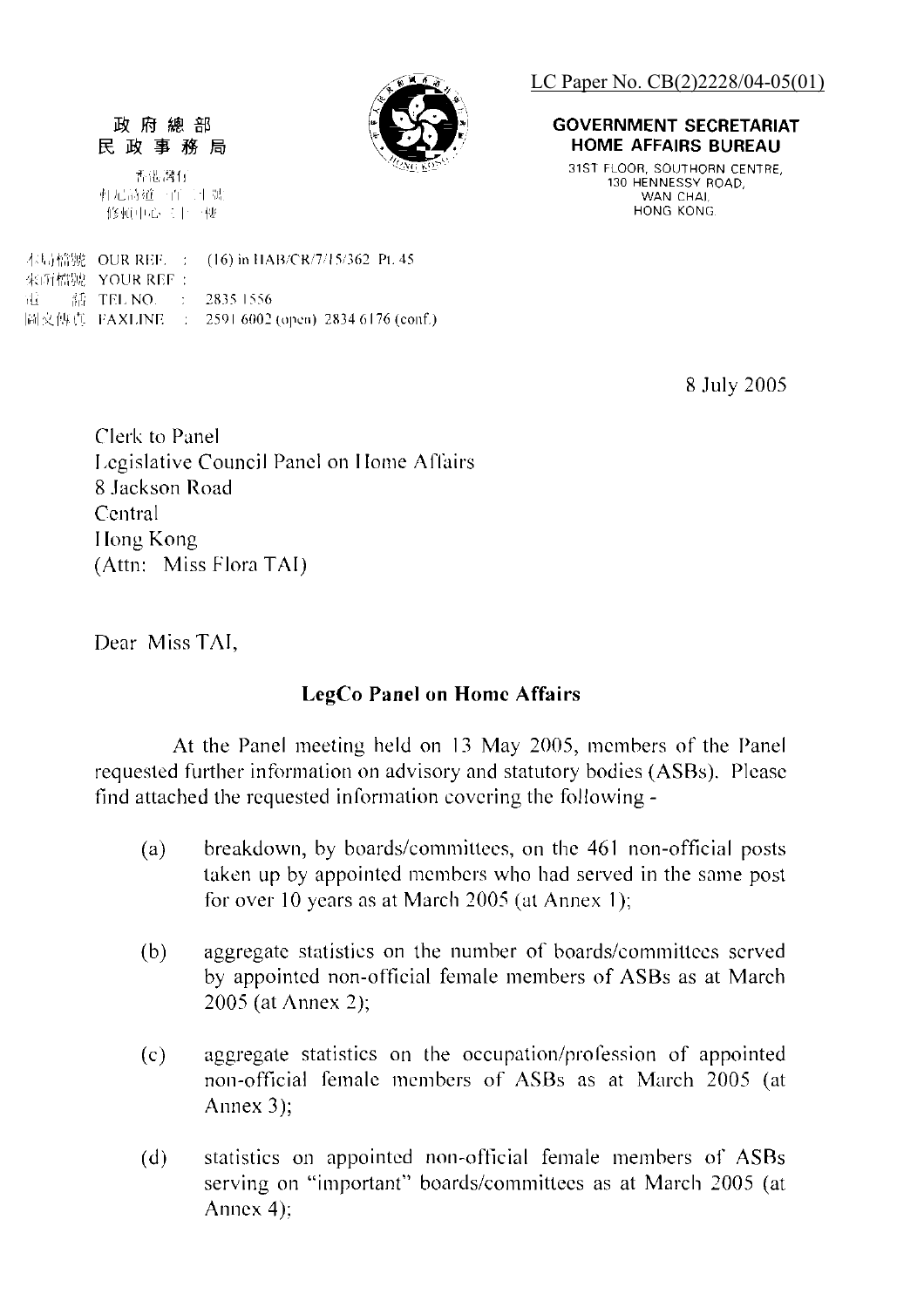LC Paper No. CB(2)2228/04-05(01)

政府總部
民政事務局

香港灣仔
軒尼詩道一百三十號
修頓中心三十一樓

**GOVERNMENT SECRETARIAT**
**HOME AFFAIRS BUREAU**

31ST FLOOR, SOUTHORN CENTRE,
130 HENNESSY ROAD,
WAN CHAI,
HONG KONG.

本局檔號 OUR REF. : (16) in HAB/CR/7/15/362 Pt. 45
來函檔號 YOUR REF :
電　話 TEL NO. : 2835 1556
圖文傳真 FAXLINE : 2591 6002 (open) 2834 6176 (conf.)

8 July 2005

Clerk to Panel
Legislative Council Panel on Home Affairs
8 Jackson Road
Central
Hong Kong
(Attn: Miss Flora TAI)

Dear Miss TAI,

**LegCo Panel on Home Affairs**

At the Panel meeting held on 13 May 2005, members of the Panel requested further information on advisory and statutory bodies (ASBs). Please find attached the requested information covering the following -

(a) breakdown, by boards/committees, on the 461 non-official posts taken up by appointed members who had served in the same post for over 10 years as at March 2005 (at Annex 1);

(b) aggregate statistics on the number of boards/committees served by appointed non-official female members of ASBs as at March 2005 (at Annex 2);

(c) aggregate statistics on the occupation/profession of appointed non-official female members of ASBs as at March 2005 (at Annex 3);

(d) statistics on appointed non-official female members of ASBs serving on "important" boards/committees as at March 2005 (at Annex 4);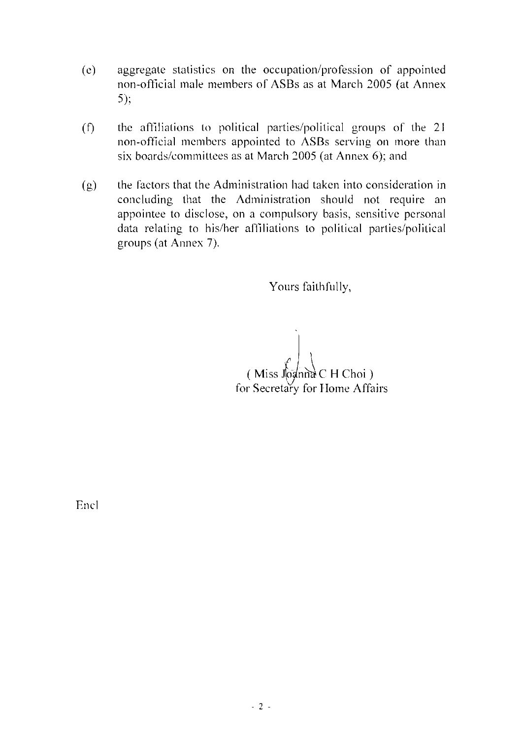(e) aggregate statistics on the occupation/profession of appointed non-official male members of ASBs as at March 2005 (at Annex 5);

(f) the affiliations to political parties/political groups of the 21 non-official members appointed to ASBs serving on more than six boards/committees as at March 2005 (at Annex 6); and

(g) the factors that the Administration had taken into consideration in concluding that the Administration should not require an appointee to disclose, on a compulsory basis, sensitive personal data relating to his/her affiliations to political parties/political groups (at Annex 7).

Yours faithfully,

( Miss Joanna C H Choi )
for Secretary for Home Affairs

Encl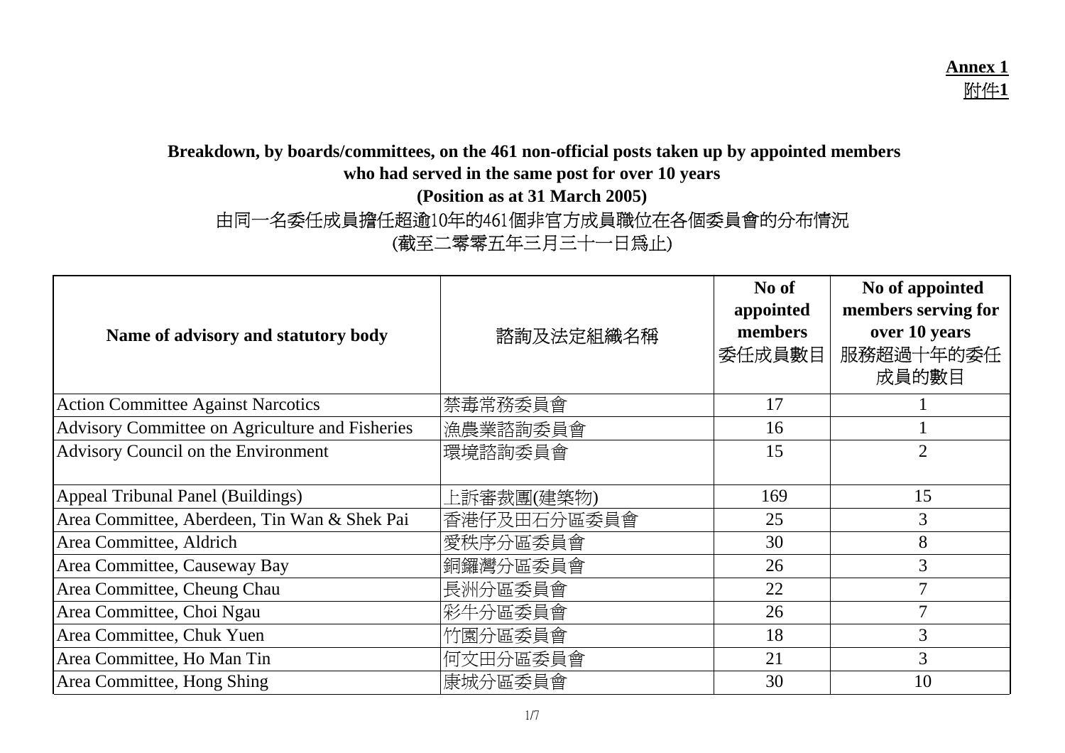**Annex 1**
**附件1**

**Breakdown, by boards/committees, on the 461 non-official posts taken up by appointed members who had served in the same post for over 10 years**
**(Position as at 31 March 2005)**
由同一名委任成員擔任超逾10年的461個非官方成員職位在各個委員會的分布情況
(截至二零零五年三月三十一日為止)

| Name of advisory and statutory body | 諮詢及法定組織名稱 | No of appointed members 委任成員數目 | No of appointed members serving for over 10 years 服務超過十年的委任成員的數目 |
|---|---|---|---|
| Action Committee Against Narcotics | 禁毒常務委員會 | 17 | 1 |
| Advisory Committee on Agriculture and Fisheries | 漁農業諮詢委員會 | 16 | 1 |
| Advisory Council on the Environment | 環境諮詢委員會 | 15 | 2 |
| Appeal Tribunal Panel (Buildings) | 上訴審裁團(建築物) | 169 | 15 |
| Area Committee, Aberdeen, Tin Wan & Shek Pai | 香港仔及田石分區委員會 | 25 | 3 |
| Area Committee, Aldrich | 愛秩序分區委員會 | 30 | 8 |
| Area Committee, Causeway Bay | 銅鑼灣分區委員會 | 26 | 3 |
| Area Committee, Cheung Chau | 長洲分區委員會 | 22 | 7 |
| Area Committee, Choi Ngau | 彩牛分區委員會 | 26 | 7 |
| Area Committee, Chuk Yuen | 竹園分區委員會 | 18 | 3 |
| Area Committee, Ho Man Tin | 何文田分區委員會 | 21 | 3 |
| Area Committee, Hong Shing | 康城分區委員會 | 30 | 10 |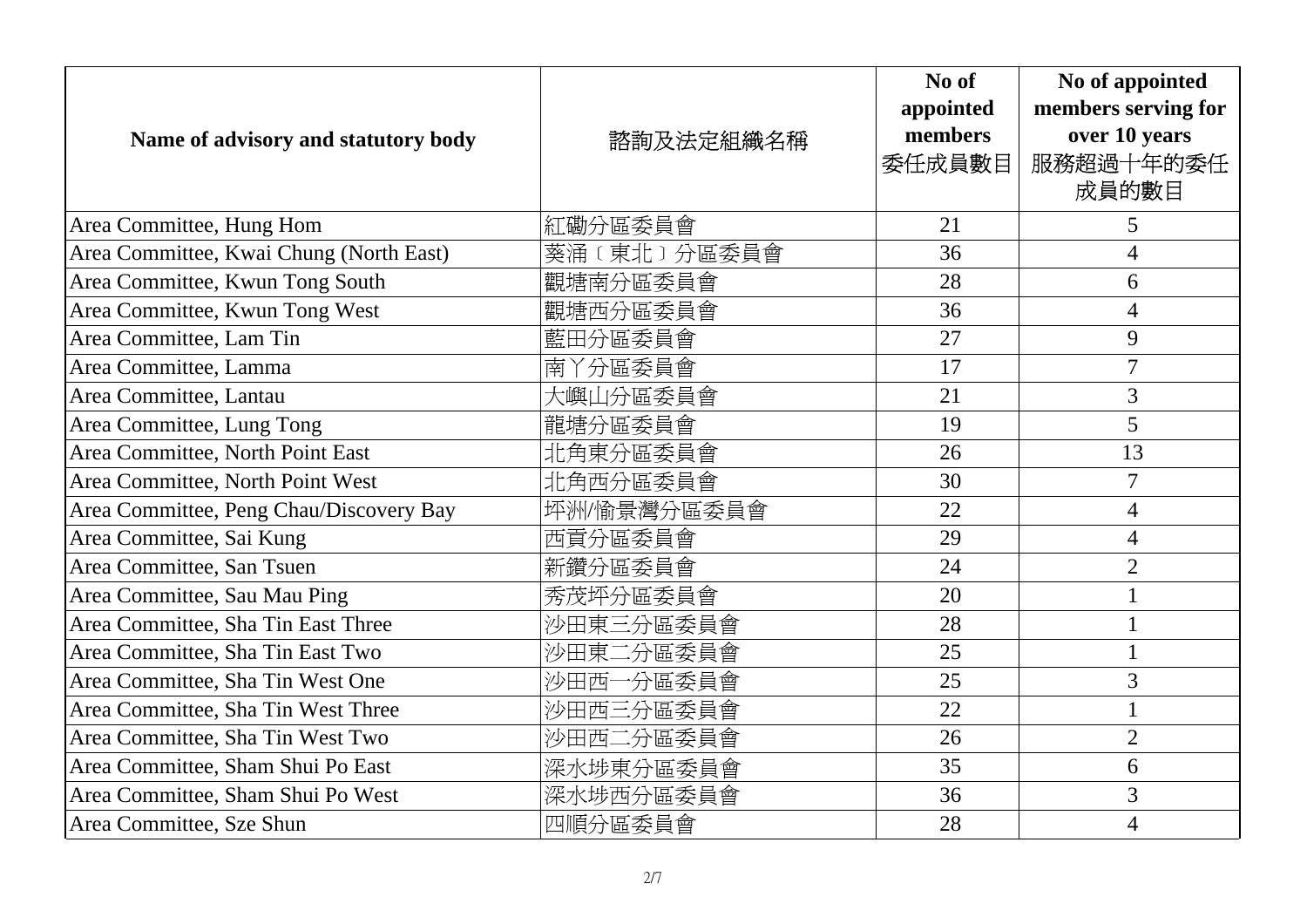| Name of advisory and statutory body | 諮詢及法定組織名稱 | No of appointed members 委任成員數目 | No of appointed members serving for over 10 years 服務超過十年的委任成員的數目 |
| --- | --- | --- | --- |
| Area Committee, Hung Hom | 紅磡分區委員會 | 21 | 5 |
| Area Committee, Kwai Chung (North East) | 葵涌﹝東北﹞分區委員會 | 36 | 4 |
| Area Committee, Kwun Tong South | 觀塘南分區委員會 | 28 | 6 |
| Area Committee, Kwun Tong West | 觀塘西分區委員會 | 36 | 4 |
| Area Committee, Lam Tin | 藍田分區委員會 | 27 | 9 |
| Area Committee, Lamma | 南丫分區委員會 | 17 | 7 |
| Area Committee, Lantau | 大嶼山分區委員會 | 21 | 3 |
| Area Committee, Lung Tong | 龍塘分區委員會 | 19 | 5 |
| Area Committee, North Point East | 北角東分區委員會 | 26 | 13 |
| Area Committee, North Point West | 北角西分區委員會 | 30 | 7 |
| Area Committee, Peng Chau/Discovery Bay | 坪洲/愉景灣分區委員會 | 22 | 4 |
| Area Committee, Sai Kung | 西貢分區委員會 | 29 | 4 |
| Area Committee, San Tsuen | 新鑽分區委員會 | 24 | 2 |
| Area Committee, Sau Mau Ping | 秀茂坪分區委員會 | 20 | 1 |
| Area Committee, Sha Tin East Three | 沙田東三分區委員會 | 28 | 1 |
| Area Committee, Sha Tin East Two | 沙田東二分區委員會 | 25 | 1 |
| Area Committee, Sha Tin West One | 沙田西一分區委員會 | 25 | 3 |
| Area Committee, Sha Tin West Three | 沙田西三分區委員會 | 22 | 1 |
| Area Committee, Sha Tin West Two | 沙田西二分區委員會 | 26 | 2 |
| Area Committee, Sham Shui Po East | 深水埗東分區委員會 | 35 | 6 |
| Area Committee, Sham Shui Po West | 深水埗西分區委員會 | 36 | 3 |
| Area Committee, Sze Shun | 四順分區委員會 | 28 | 4 |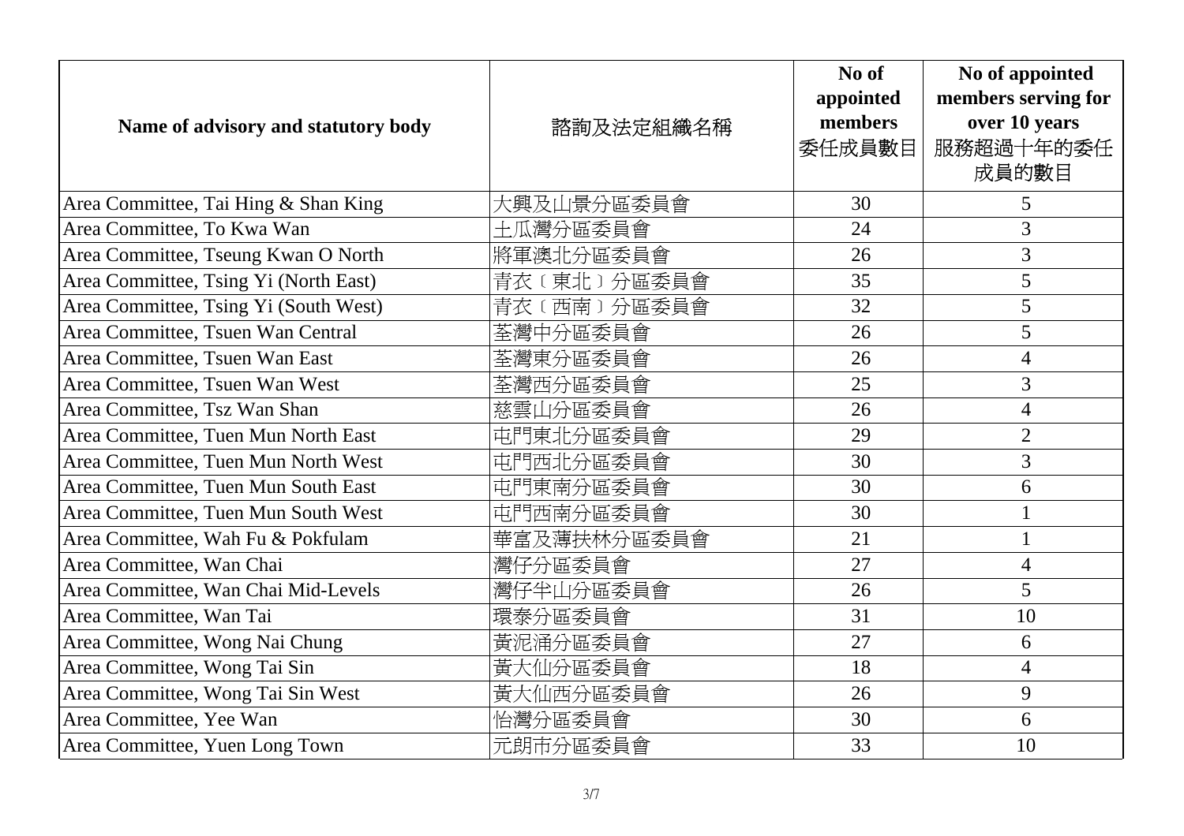| Name of advisory and statutory body | 諮詢及法定組織名稱 | No of appointed members 委任成員數目 | No of appointed members serving for over 10 years 服務超過十年的委任成員的數目 |
|---|---|---|---|
| Area Committee, Tai Hing & Shan King | 大興及山景分區委員會 | 30 | 5 |
| Area Committee, To Kwa Wan | 土瓜灣分區委員會 | 24 | 3 |
| Area Committee, Tseung Kwan O North | 將軍澳北分區委員會 | 26 | 3 |
| Area Committee, Tsing Yi (North East) | 青衣〔東北〕分區委員會 | 35 | 5 |
| Area Committee, Tsing Yi (South West) | 青衣〔西南〕分區委員會 | 32 | 5 |
| Area Committee, Tsuen Wan Central | 荃灣中分區委員會 | 26 | 5 |
| Area Committee, Tsuen Wan East | 荃灣東分區委員會 | 26 | 4 |
| Area Committee, Tsuen Wan West | 荃灣西分區委員會 | 25 | 3 |
| Area Committee, Tsz Wan Shan | 慈雲山分區委員會 | 26 | 4 |
| Area Committee, Tuen Mun North East | 屯門東北分區委員會 | 29 | 2 |
| Area Committee, Tuen Mun North West | 屯門西北分區委員會 | 30 | 3 |
| Area Committee, Tuen Mun South East | 屯門東南分區委員會 | 30 | 6 |
| Area Committee, Tuen Mun South West | 屯門西南分區委員會 | 30 | 1 |
| Area Committee, Wah Fu & Pokfulam | 華富及薄扶林分區委員會 | 21 | 1 |
| Area Committee, Wan Chai | 灣仔分區委員會 | 27 | 4 |
| Area Committee, Wan Chai Mid-Levels | 灣仔半山分區委員會 | 26 | 5 |
| Area Committee, Wan Tai | 環泰分區委員會 | 31 | 10 |
| Area Committee, Wong Nai Chung | 黃泥涌分區委員會 | 27 | 6 |
| Area Committee, Wong Tai Sin | 黃大仙分區委員會 | 18 | 4 |
| Area Committee, Wong Tai Sin West | 黃大仙西分區委員會 | 26 | 9 |
| Area Committee, Yee Wan | 怡灣分區委員會 | 30 | 6 |
| Area Committee, Yuen Long Town | 元朗市分區委員會 | 33 | 10 |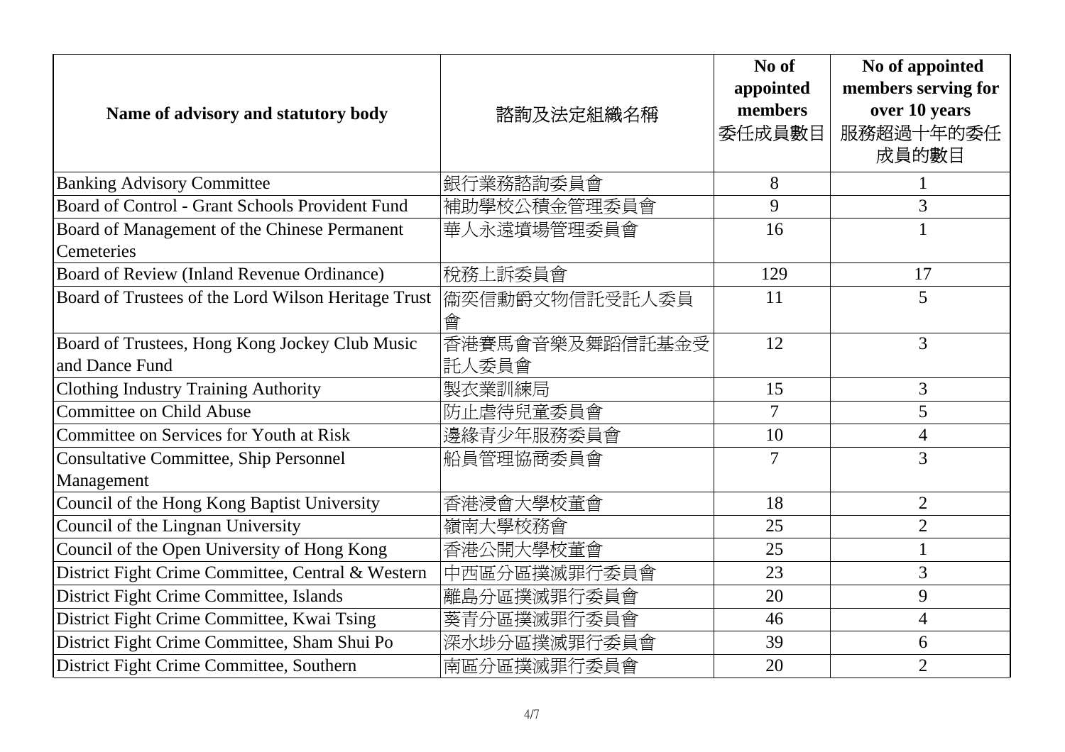| Name of advisory and statutory body | 諮詢及法定組織名稱 | No of appointed members 委任成員數目 | No of appointed members serving for over 10 years 服務超過十年的委任成員的數目 |
|---|---|---|---|
| Banking Advisory Committee | 銀行業務諮詢委員會 | 8 | 1 |
| Board of Control - Grant Schools Provident Fund | 補助學校公積金管理委員會 | 9 | 3 |
| Board of Management of the Chinese Permanent Cemeteries | 華人永遠墳場管理委員會 | 16 | 1 |
| Board of Review (Inland Revenue Ordinance) | 稅務上訴委員會 | 129 | 17 |
| Board of Trustees of the Lord Wilson Heritage Trust | 衛奕信勳爵文物信託受託人委員會 | 11 | 5 |
| Board of Trustees, Hong Kong Jockey Club Music and Dance Fund | 香港賽馬會音樂及舞蹈信託基金受託人委員會 | 12 | 3 |
| Clothing Industry Training Authority | 製衣業訓練局 | 15 | 3 |
| Committee on Child Abuse | 防止虐待兒童委員會 | 7 | 5 |
| Committee on Services for Youth at Risk | 邊緣青少年服務委員會 | 10 | 4 |
| Consultative Committee, Ship Personnel Management | 船員管理協商委員會 | 7 | 3 |
| Council of the Hong Kong Baptist University | 香港浸會大學校董會 | 18 | 2 |
| Council of the Lingnan University | 嶺南大學校務會 | 25 | 2 |
| Council of the Open University of Hong Kong | 香港公開大學校董會 | 25 | 1 |
| District Fight Crime Committee, Central & Western | 中西區分區撲滅罪行委員會 | 23 | 3 |
| District Fight Crime Committee, Islands | 離島分區撲滅罪行委員會 | 20 | 9 |
| District Fight Crime Committee, Kwai Tsing | 葵青分區撲滅罪行委員會 | 46 | 4 |
| District Fight Crime Committee, Sham Shui Po | 深水埗分區撲滅罪行委員會 | 39 | 6 |
| District Fight Crime Committee, Southern | 南區分區撲滅罪行委員會 | 20 | 2 |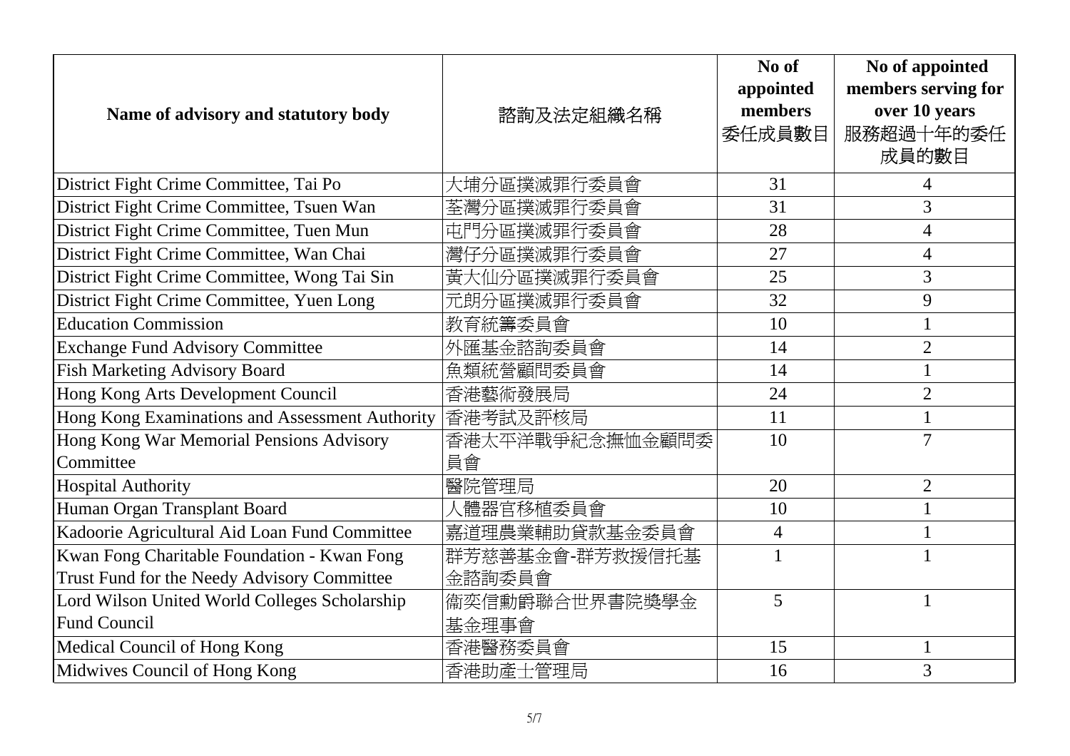| Name of advisory and statutory body | 諮詢及法定組織名稱 | No of appointed members 委任成員數目 | No of appointed members serving for over 10 years 服務超過十年的委任成員的數目 |
|---|---|---|---|
| District Fight Crime Committee, Tai Po | 大埔分區撲滅罪行委員會 | 31 | 4 |
| District Fight Crime Committee, Tsuen Wan | 荃灣分區撲滅罪行委員會 | 31 | 3 |
| District Fight Crime Committee, Tuen Mun | 屯門分區撲滅罪行委員會 | 28 | 4 |
| District Fight Crime Committee, Wan Chai | 灣仔分區撲滅罪行委員會 | 27 | 4 |
| District Fight Crime Committee, Wong Tai Sin | 黃大仙分區撲滅罪行委員會 | 25 | 3 |
| District Fight Crime Committee, Yuen Long | 元朗分區撲滅罪行委員會 | 32 | 9 |
| Education Commission | 教育統籌委員會 | 10 | 1 |
| Exchange Fund Advisory Committee | 外匯基金諮詢委員會 | 14 | 2 |
| Fish Marketing Advisory Board | 魚類統營顧問委員會 | 14 | 1 |
| Hong Kong Arts Development Council | 香港藝術發展局 | 24 | 2 |
| Hong Kong Examinations and Assessment Authority | 香港考試及評核局 | 11 | 1 |
| Hong Kong War Memorial Pensions Advisory Committee | 香港太平洋戰爭紀念撫恤金顧問委員會 | 10 | 7 |
| Hospital Authority | 醫院管理局 | 20 | 2 |
| Human Organ Transplant Board | 人體器官移植委員會 | 10 | 1 |
| Kadoorie Agricultural Aid Loan Fund Committee | 嘉道理農業輔助貸款基金委員會 | 4 | 1 |
| Kwan Fong Charitable Foundation - Kwan Fong Trust Fund for the Needy Advisory Committee | 群芳慈善基金會-群芳救援信托基金諮詢委員會 | 1 | 1 |
| Lord Wilson United World Colleges Scholarship Fund Council | 衞奕信勳爵聯合世界書院獎學金基金理事會 | 5 | 1 |
| Medical Council of Hong Kong | 香港醫務委員會 | 15 | 1 |
| Midwives Council of Hong Kong | 香港助產士管理局 | 16 | 3 |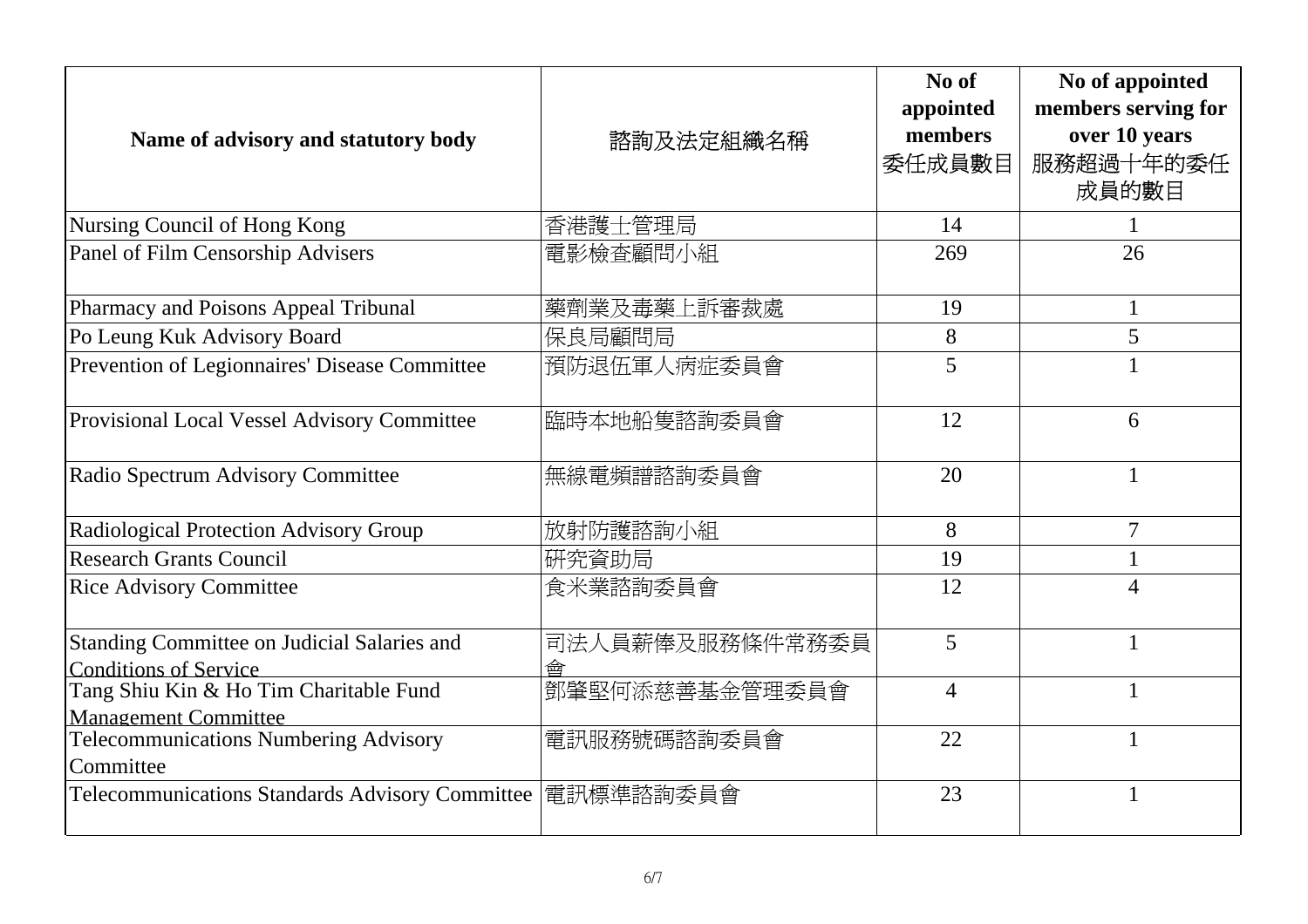| Name of advisory and statutory body | 諮詢及法定組織名稱 | No of appointed members 委任成員數目 | No of appointed members serving for over 10 years 服務超過十年的委任成員的數目 |
|---|---|---|---|
| Nursing Council of Hong Kong | 香港護士管理局 | 14 | 1 |
| Panel of Film Censorship Advisers | 電影檢查顧問小組 | 269 | 26 |
| Pharmacy and Poisons Appeal Tribunal | 藥劑業及毒藥上訴審裁處 | 19 | 1 |
| Po Leung Kuk Advisory Board | 保良局顧問局 | 8 | 5 |
| Prevention of Legionnaires' Disease Committee | 預防退伍軍人病症委員會 | 5 | 1 |
| Provisional Local Vessel Advisory Committee | 臨時本地船隻諮詢委員會 | 12 | 6 |
| Radio Spectrum Advisory Committee | 無線電頻譜諮詢委員會 | 20 | 1 |
| Radiological Protection Advisory Group | 放射防護諮詢小組 | 8 | 7 |
| Research Grants Council | 研究資助局 | 19 | 1 |
| Rice Advisory Committee | 食米業諮詢委員會 | 12 | 4 |
| Standing Committee on Judicial Salaries and Conditions of Service | 司法人員薪俸及服務條件常務委員會 | 5 | 1 |
| Tang Shiu Kin & Ho Tim Charitable Fund Management Committee | 鄧肇堅何添慈善基金管理委員會 | 4 | 1 |
| Telecommunications Numbering Advisory Committee | 電訊服務號碼諮詢委員會 | 22 | 1 |
| Telecommunications Standards Advisory Committee | 電訊標準諮詢委員會 | 23 | 1 |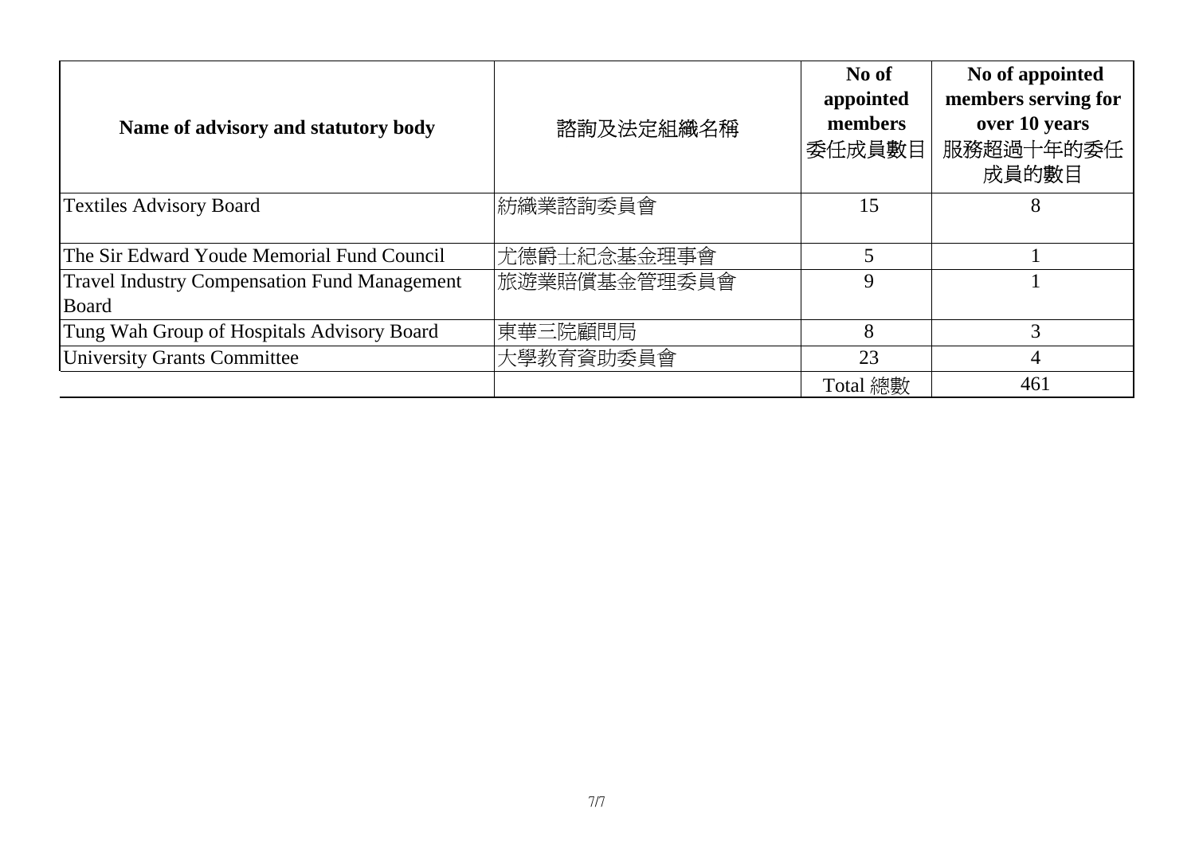| **Name of advisory and statutory body** | 諮詢及法定組織名稱 | **No of appointed members** 委任成員數目 | **No of appointed members serving for over 10 years** 服務超過十年的委任成員的數目 |
|---|---|---|---|
| Textiles Advisory Board | 紡織業諮詢委員會 | 15 | 8 |
| The Sir Edward Youde Memorial Fund Council | 尤德爵士紀念基金理事會 | 5 | 1 |
| Travel Industry Compensation Fund Management Board | 旅遊業賠償基金管理委員會 | 9 | 1 |
| Tung Wah Group of Hospitals Advisory Board | 東華三院顧問局 | 8 | 3 |
| University Grants Committee | 大學教育資助委員會 | 23 | 4 |
| | | Total 總數 | 461 |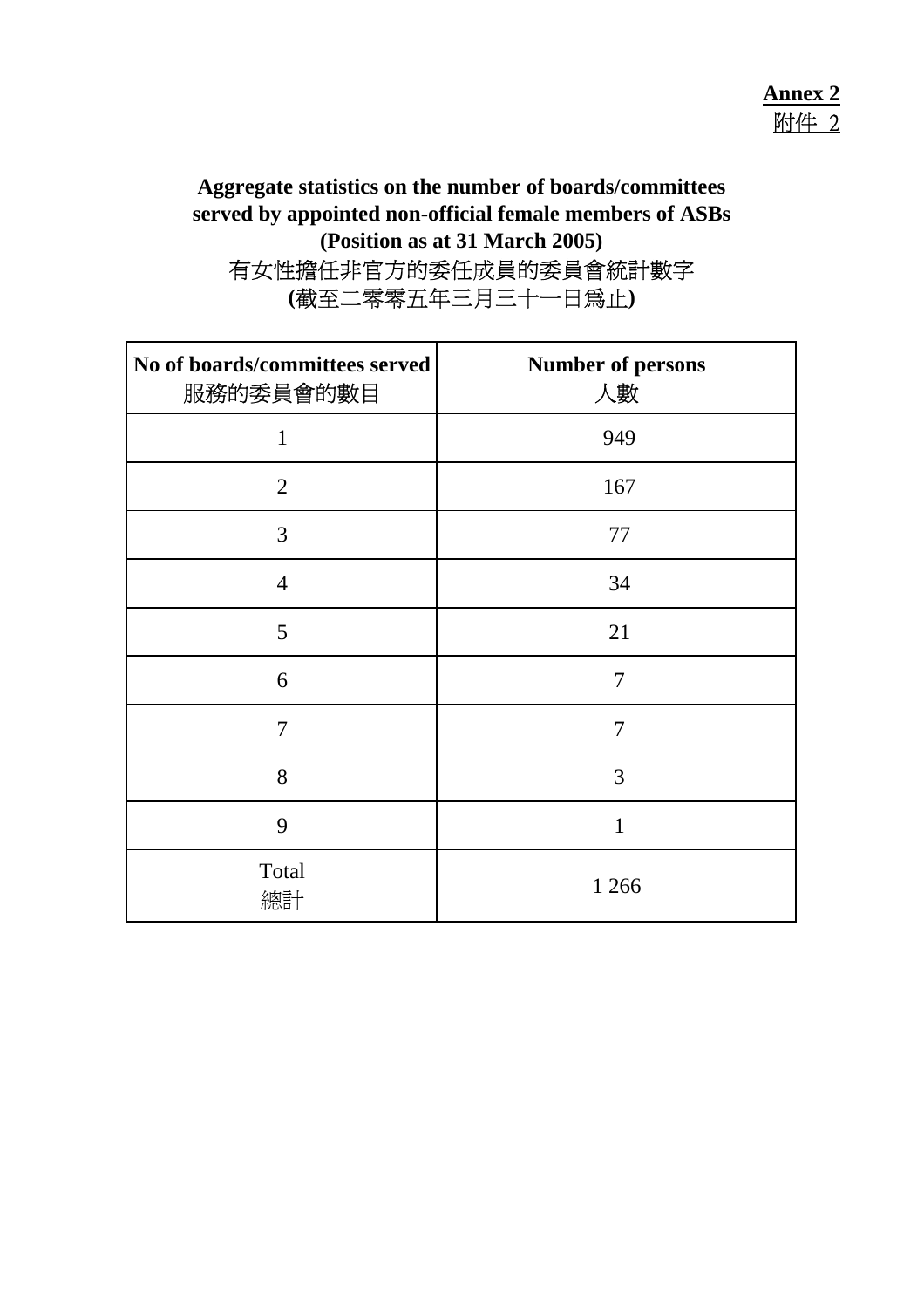**Annex 2**
附件 2

**Aggregate statistics on the number of boards/committees served by appointed non-official female members of ASBs (Position as at 31 March 2005)**

有女性擔任非官方的委任成員的委員會統計數字
**(**截至二零零五年三月三十一日爲止**)**

| **No of boards/committees served** 服務的委員會的數目 | **Number of persons** 人數 |
|---|---|
| 1 | 949 |
| 2 | 167 |
| 3 | 77 |
| 4 | 34 |
| 5 | 21 |
| 6 | 7 |
| 7 | 7 |
| 8 | 3 |
| 9 | 1 |
| Total 總計 | 1 266 |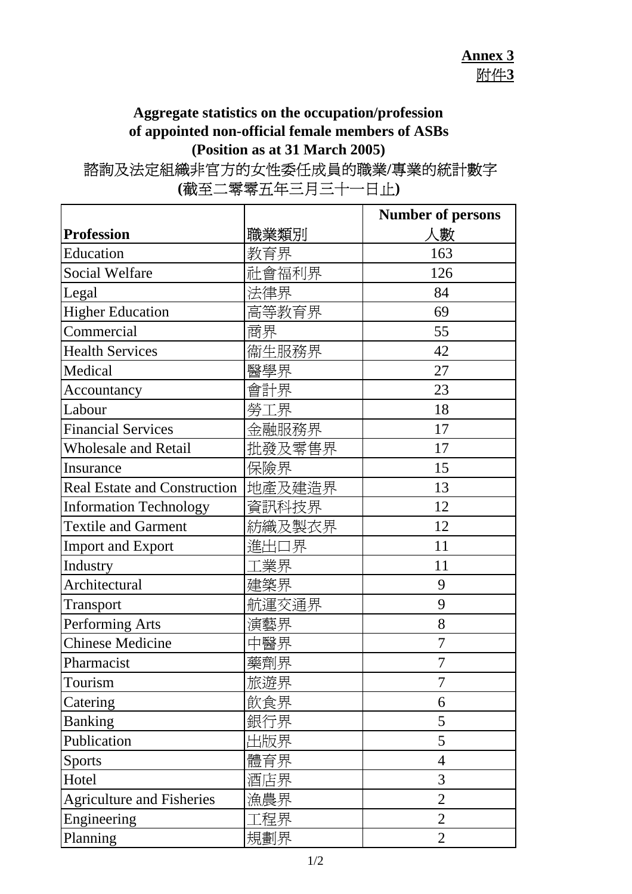**Annex 3**
**附件3**

## Aggregate statistics on the occupation/profession of appointed non-official female members of ASBs (Position as at 31 March 2005)

## 諮詢及法定組織非官方的女性委任成員的職業/專業的統計數字 (截至二零零五年三月三十一日止)

| Profession | 職業類別 | Number of persons 人數 |
|---|---|---|
| Education | 教育界 | 163 |
| Social Welfare | 社會福利界 | 126 |
| Legal | 法律界 | 84 |
| Higher Education | 高等教育界 | 69 |
| Commercial | 商界 | 55 |
| Health Services | 衞生服務界 | 42 |
| Medical | 醫學界 | 27 |
| Accountancy | 會計界 | 23 |
| Labour | 勞工界 | 18 |
| Financial Services | 金融服務界 | 17 |
| Wholesale and Retail | 批發及零售界 | 17 |
| Insurance | 保險界 | 15 |
| Real Estate and Construction | 地產及建造界 | 13 |
| Information Technology | 資訊科技界 | 12 |
| Textile and Garment | 紡織及製衣界 | 12 |
| Import and Export | 進出口界 | 11 |
| Industry | 工業界 | 11 |
| Architectural | 建築界 | 9 |
| Transport | 航運交通界 | 9 |
| Performing Arts | 演藝界 | 8 |
| Chinese Medicine | 中醫界 | 7 |
| Pharmacist | 藥劑界 | 7 |
| Tourism | 旅遊界 | 7 |
| Catering | 飲食界 | 6 |
| Banking | 銀行界 | 5 |
| Publication | 出版界 | 5 |
| Sports | 體育界 | 4 |
| Hotel | 酒店界 | 3 |
| Agriculture and Fisheries | 漁農界 | 2 |
| Engineering | 工程界 | 2 |
| Planning | 規劃界 | 2 |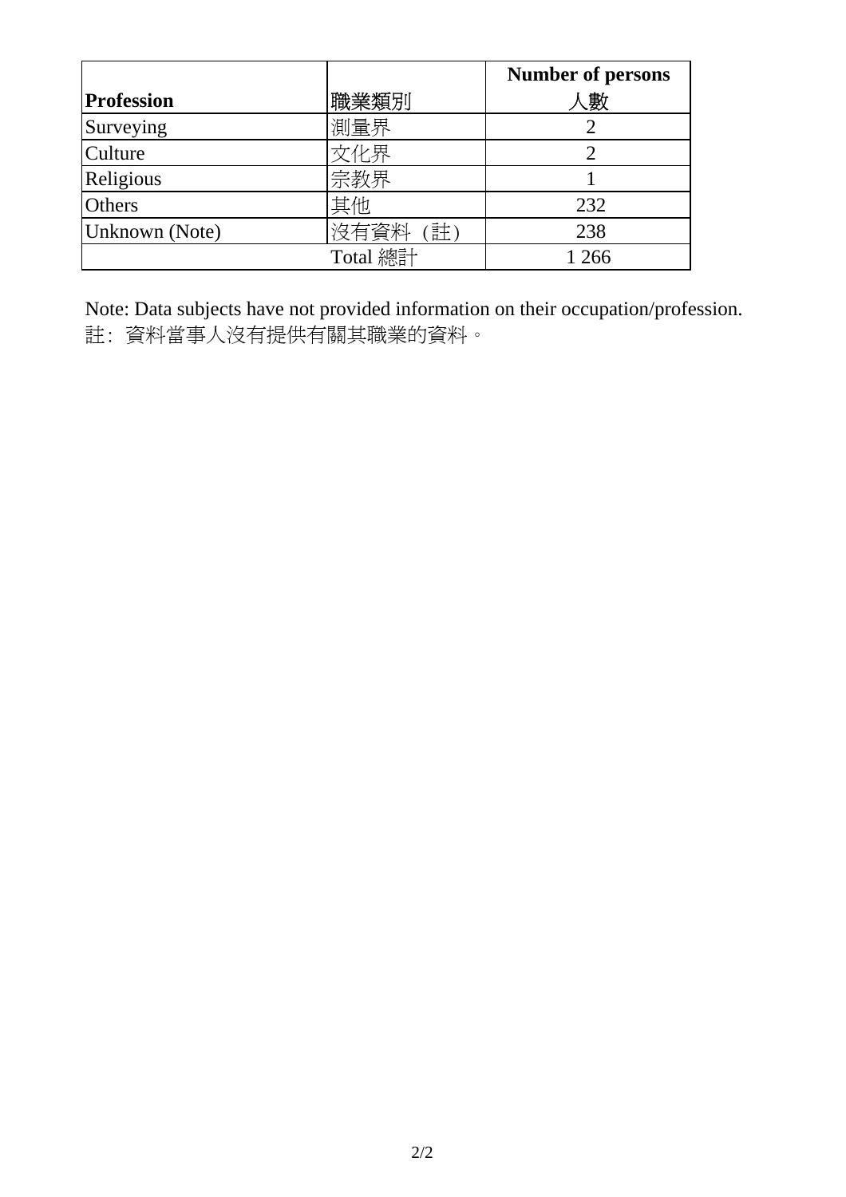| Profession | 職業類別 | Number of persons 人數 |
|---|---|---|
| Surveying | 測量界 | 2 |
| Culture | 文化界 | 2 |
| Religious | 宗教界 | 1 |
| Others | 其他 | 232 |
| Unknown (Note) | 沒有資料（註） | 238 |
| Total 總計 | | 1 266 |

Note: Data subjects have not provided information on their occupation/profession.
註：資料當事人沒有提供有關其職業的資料。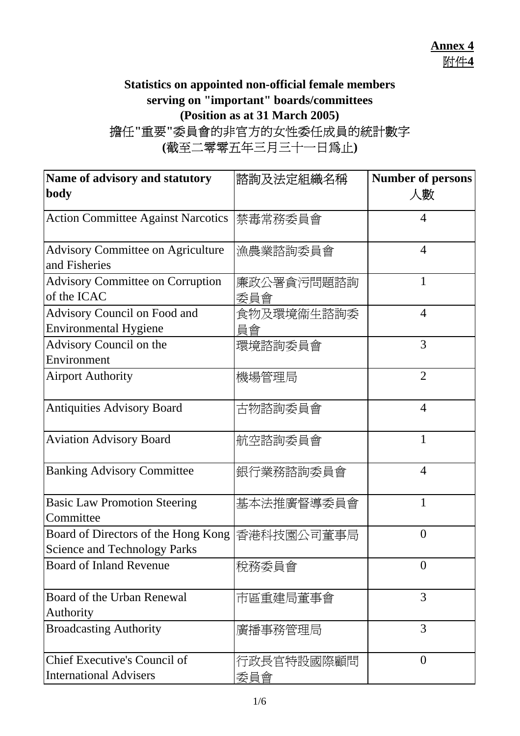**Annex 4**
附件**4**

**Statistics on appointed non-official female members serving on "important" boards/committees (Position as at 31 March 2005)**

擔任"重要"委員會的非官方的女性委任成員的統計數字
**(**截至二零零五年三月三十一日爲止**)**

| **Name of advisory and statutory body** | 諮詢及法定組織名稱 | **Number of persons** 人數 |
|---|---|---|
| Action Committee Against Narcotics | 禁毒常務委員會 | 4 |
| Advisory Committee on Agriculture and Fisheries | 漁農業諮詢委員會 | 4 |
| Advisory Committee on Corruption of the ICAC | 廉政公署貪污問題諮詢委員會 | 1 |
| Advisory Council on Food and Environmental Hygiene | 食物及環境衞生諮詢委員會 | 4 |
| Advisory Council on the Environment | 環境諮詢委員會 | 3 |
| Airport Authority | 機場管理局 | 2 |
| Antiquities Advisory Board | 古物諮詢委員會 | 4 |
| Aviation Advisory Board | 航空諮詢委員會 | 1 |
| Banking Advisory Committee | 銀行業務諮詢委員會 | 4 |
| Basic Law Promotion Steering Committee | 基本法推廣督導委員會 | 1 |
| Board of Directors of the Hong Kong Science and Technology Parks | 香港科技園公司董事局 | 0 |
| Board of Inland Revenue | 稅務委員會 | 0 |
| Board of the Urban Renewal Authority | 市區重建局董事會 | 3 |
| Broadcasting Authority | 廣播事務管理局 | 3 |
| Chief Executive's Council of International Advisers | 行政長官特設國際顧問委員會 | 0 |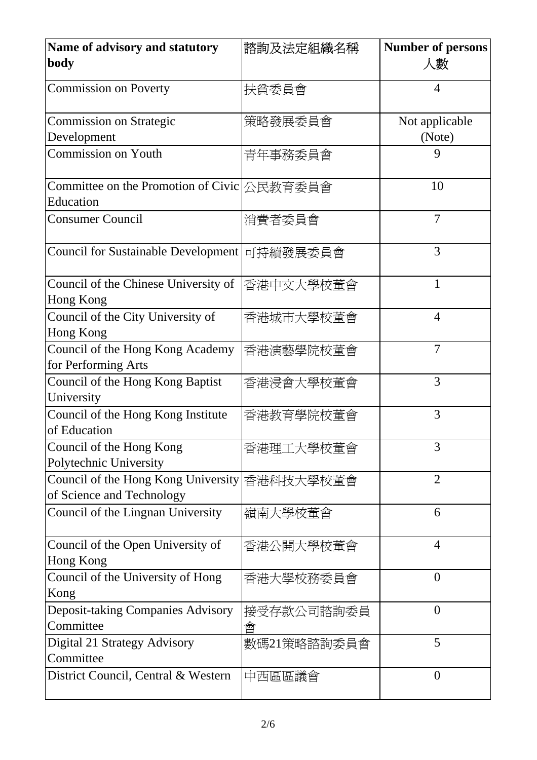| Name of advisory and statutory body | 諮詢及法定組織名稱 | Number of persons 人數 |
| --- | --- | --- |
| Commission on Poverty | 扶貧委員會 | 4 |
| Commission on Strategic Development | 策略發展委員會 | Not applicable (Note) |
| Commission on Youth | 青年事務委員會 | 9 |
| Committee on the Promotion of Civic Education | 公民教育委員會 | 10 |
| Consumer Council | 消費者委員會 | 7 |
| Council for Sustainable Development | 可持續發展委員會 | 3 |
| Council of the Chinese University of Hong Kong | 香港中文大學校董會 | 1 |
| Council of the City University of Hong Kong | 香港城市大學校董會 | 4 |
| Council of the Hong Kong Academy for Performing Arts | 香港演藝學院校董會 | 7 |
| Council of the Hong Kong Baptist University | 香港浸會大學校董會 | 3 |
| Council of the Hong Kong Institute of Education | 香港教育學院校董會 | 3 |
| Council of the Hong Kong Polytechnic University | 香港理工大學校董會 | 3 |
| Council of the Hong Kong University of Science and Technology | 香港科技大學校董會 | 2 |
| Council of the Lingnan University | 嶺南大學校董會 | 6 |
| Council of the Open University of Hong Kong | 香港公開大學校董會 | 4 |
| Council of the University of Hong Kong | 香港大學校務委員會 | 0 |
| Deposit-taking Companies Advisory Committee | 接受存款公司諮詢委員會 | 0 |
| Digital 21 Strategy Advisory Committee | 數碼21策略諮詢委員會 | 5 |
| District Council, Central & Western | 中西區區議會 | 0 |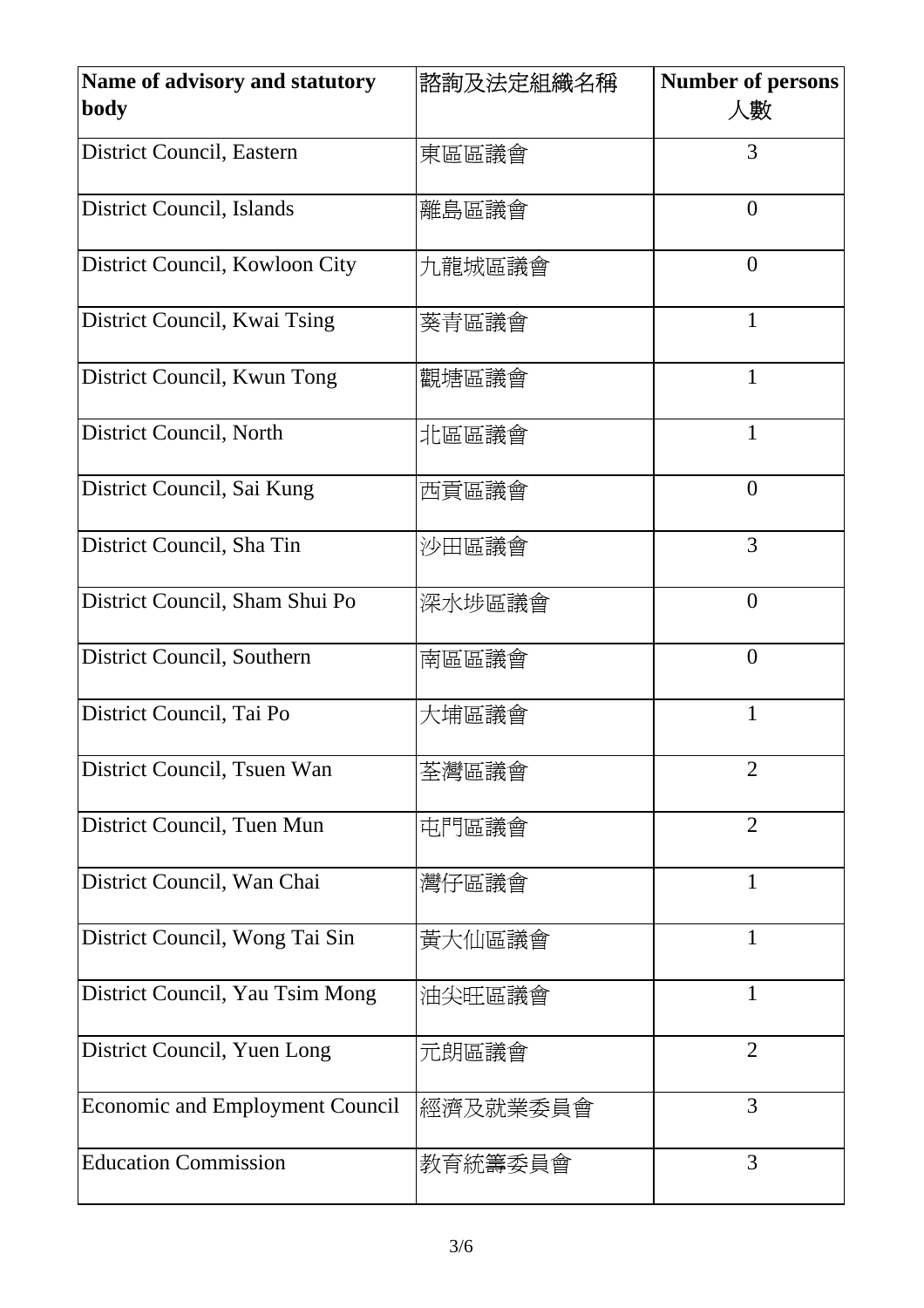| Name of advisory and statutory body | 諮詢及法定組織名稱 | Number of persons 人數 |
|---|---|---|
| District Council, Eastern | 東區區議會 | 3 |
| District Council, Islands | 離島區議會 | 0 |
| District Council, Kowloon City | 九龍城區議會 | 0 |
| District Council, Kwai Tsing | 葵青區議會 | 1 |
| District Council, Kwun Tong | 觀塘區議會 | 1 |
| District Council, North | 北區區議會 | 1 |
| District Council, Sai Kung | 西貢區議會 | 0 |
| District Council, Sha Tin | 沙田區議會 | 3 |
| District Council, Sham Shui Po | 深水埗區議會 | 0 |
| District Council, Southern | 南區區議會 | 0 |
| District Council, Tai Po | 大埔區議會 | 1 |
| District Council, Tsuen Wan | 荃灣區議會 | 2 |
| District Council, Tuen Mun | 屯門區議會 | 2 |
| District Council, Wan Chai | 灣仔區議會 | 1 |
| District Council, Wong Tai Sin | 黃大仙區議會 | 1 |
| District Council, Yau Tsim Mong | 油尖旺區議會 | 1 |
| District Council, Yuen Long | 元朗區議會 | 2 |
| Economic and Employment Council | 經濟及就業委員會 | 3 |
| Education Commission | 教育統籌委員會 | 3 |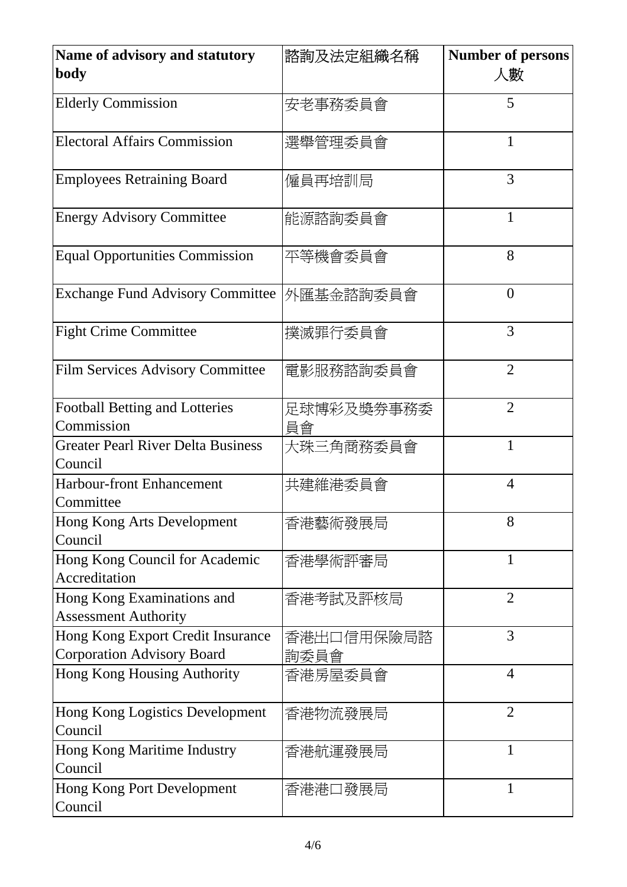| Name of advisory and statutory body | 諮詢及法定組織名稱 | Number of persons 人數 |
|---|---|---|
| Elderly Commission | 安老事務委員會 | 5 |
| Electoral Affairs Commission | 選舉管理委員會 | 1 |
| Employees Retraining Board | 僱員再培訓局 | 3 |
| Energy Advisory Committee | 能源諮詢委員會 | 1 |
| Equal Opportunities Commission | 平等機會委員會 | 8 |
| Exchange Fund Advisory Committee | 外匯基金諮詢委員會 | 0 |
| Fight Crime Committee | 撲滅罪行委員會 | 3 |
| Film Services Advisory Committee | 電影服務諮詢委員會 | 2 |
| Football Betting and Lotteries Commission | 足球博彩及獎券事務委員會 | 2 |
| Greater Pearl River Delta Business Council | 大珠三角商務委員會 | 1 |
| Harbour-front Enhancement Committee | 共建維港委員會 | 4 |
| Hong Kong Arts Development Council | 香港藝術發展局 | 8 |
| Hong Kong Council for Academic Accreditation | 香港學術評審局 | 1 |
| Hong Kong Examinations and Assessment Authority | 香港考試及評核局 | 2 |
| Hong Kong Export Credit Insurance Corporation Advisory Board | 香港出口信用保險局諮詢委員會 | 3 |
| Hong Kong Housing Authority | 香港房屋委員會 | 4 |
| Hong Kong Logistics Development Council | 香港物流發展局 | 2 |
| Hong Kong Maritime Industry Council | 香港航運發展局 | 1 |
| Hong Kong Port Development Council | 香港港口發展局 | 1 |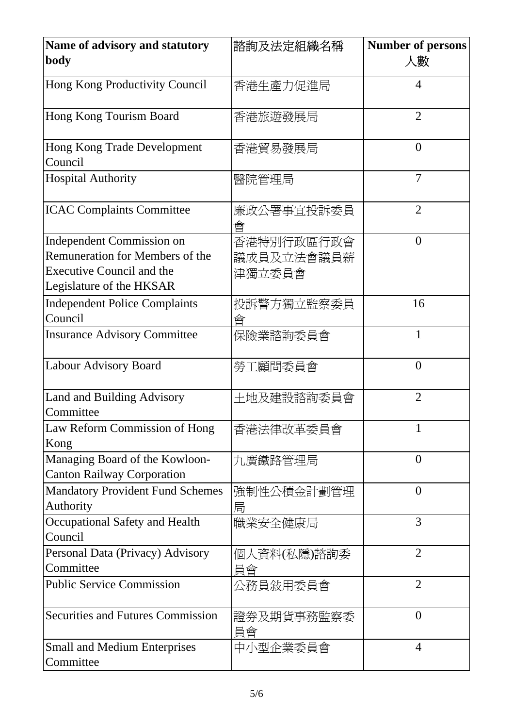| Name of advisory and statutory body | 諮詢及法定組織名稱 | Number of persons 人數 |
| --- | --- | --- |
| Hong Kong Productivity Council | 香港生產力促進局 | 4 |
| Hong Kong Tourism Board | 香港旅遊發展局 | 2 |
| Hong Kong Trade Development Council | 香港貿易發展局 | 0 |
| Hospital Authority | 醫院管理局 | 7 |
| ICAC Complaints Committee | 廉政公署事宜投訴委員會 | 2 |
| Independent Commission on Remuneration for Members of the Executive Council and the Legislature of the HKSAR | 香港特別行政區行政會議成員及立法會議員薪津獨立委員會 | 0 |
| Independent Police Complaints Council | 投訴警方獨立監察委員會 | 16 |
| Insurance Advisory Committee | 保險業諮詢委員會 | 1 |
| Labour Advisory Board | 勞工顧問委員會 | 0 |
| Land and Building Advisory Committee | 土地及建設諮詢委員會 | 2 |
| Law Reform Commission of Hong Kong | 香港法律改革委員會 | 1 |
| Managing Board of the Kowloon-Canton Railway Corporation | 九廣鐵路管理局 | 0 |
| Mandatory Provident Fund Schemes Authority | 強制性公積金計劃管理局 | 0 |
| Occupational Safety and Health Council | 職業安全健康局 | 3 |
| Personal Data (Privacy) Advisory Committee | 個人資料(私隱)諮詢委員會 | 2 |
| Public Service Commission | 公務員敍用委員會 | 2 |
| Securities and Futures Commission | 證券及期貨事務監察委員會 | 0 |
| Small and Medium Enterprises Committee | 中小型企業委員會 | 4 |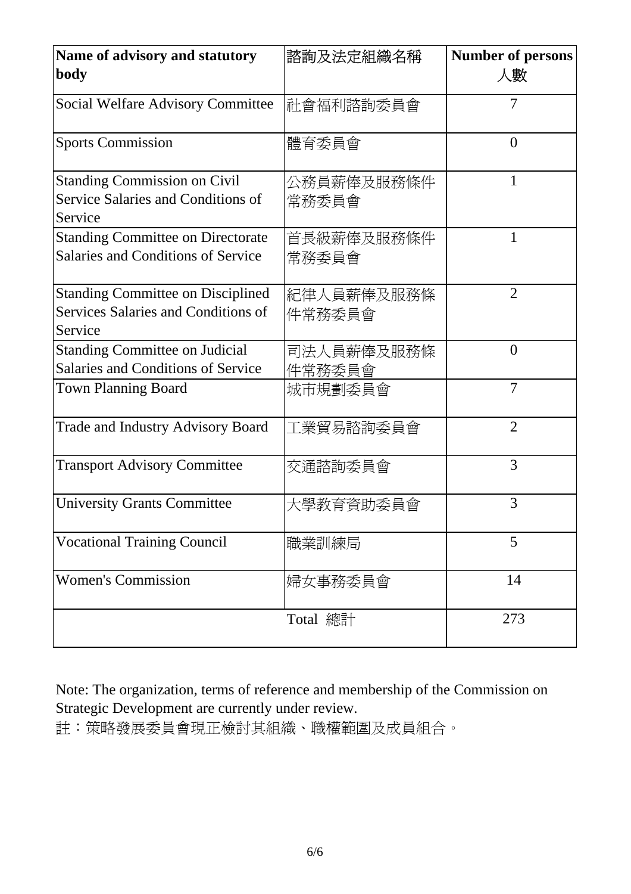| **Name of advisory and statutory body** | 諮詢及法定組織名稱 | **Number of persons** 人數 |
| --- | --- | --- |
| Social Welfare Advisory Committee | 社會福利諮詢委員會 | 7 |
| Sports Commission | 體育委員會 | 0 |
| Standing Commission on Civil Service Salaries and Conditions of Service | 公務員薪俸及服務條件常務委員會 | 1 |
| Standing Committee on Directorate Salaries and Conditions of Service | 首長級薪俸及服務條件常務委員會 | 1 |
| Standing Committee on Disciplined Services Salaries and Conditions of Service | 紀律人員薪俸及服務條件常務委員會 | 2 |
| Standing Committee on Judicial Salaries and Conditions of Service | 司法人員薪俸及服務條件常務委員會 | 0 |
| Town Planning Board | 城市規劃委員會 | 7 |
| Trade and Industry Advisory Board | 工業貿易諮詢委員會 | 2 |
| Transport Advisory Committee | 交通諮詢委員會 | 3 |
| University Grants Committee | 大學教育資助委員會 | 3 |
| Vocational Training Council | 職業訓練局 | 5 |
| Women's Commission | 婦女事務委員會 | 14 |
| | Total 總計 | 273 |

Note: The organization, terms of reference and membership of the Commission on Strategic Development are currently under review.
註：策略發展委員會現正檢討其組織、職權範圍及成員組合。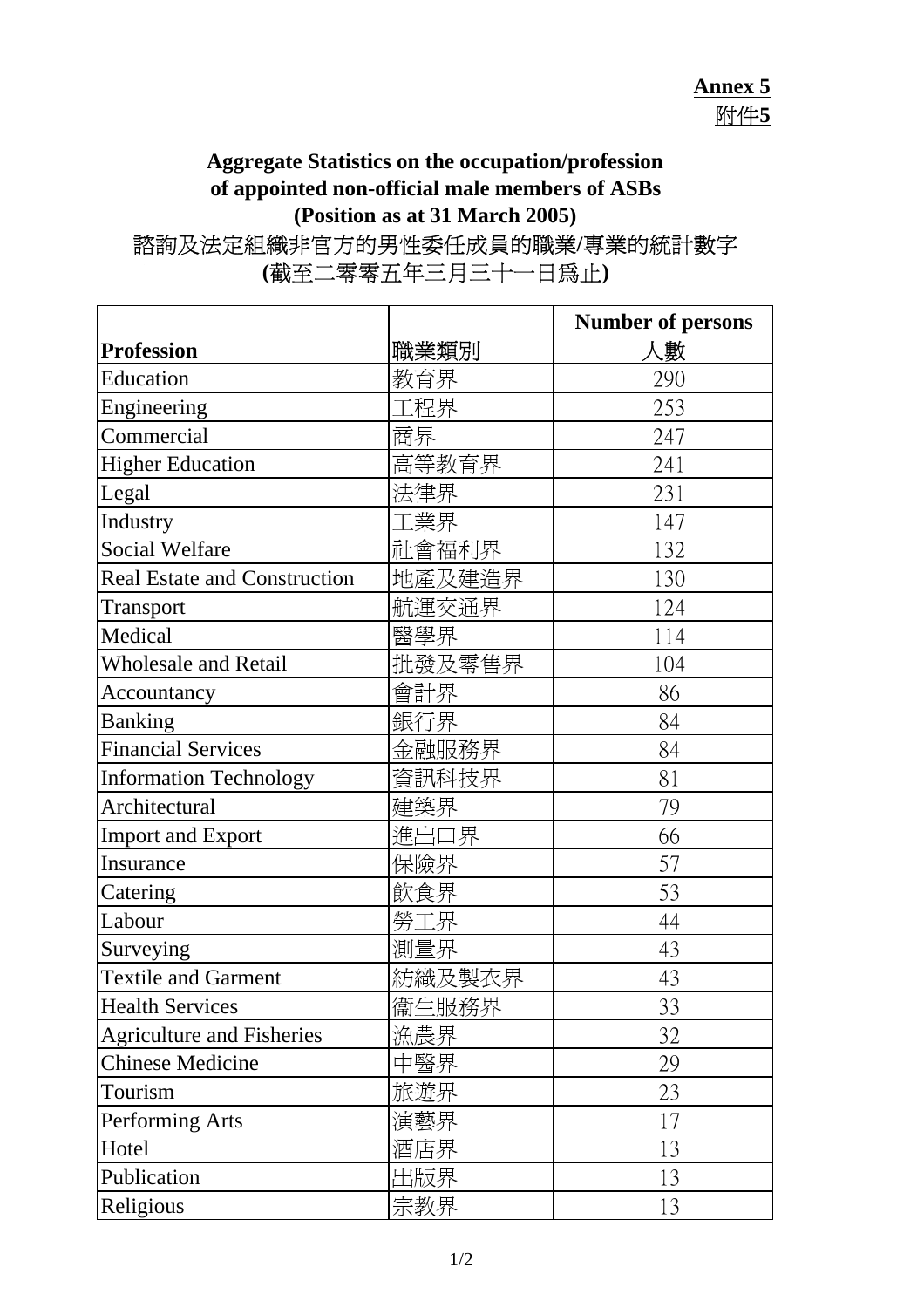**Annex 5**
**附件5**

## Aggregate Statistics on the occupation/profession of appointed non-official male members of ASBs (Position as at 31 March 2005)

## 諮詢及法定組織非官方的男性委任成員的職業/專業的統計數字 (截至二零零五年三月三十一日爲止)

| Profession | 職業類別 | Number of persons 人數 |
|---|---|---|
| Education | 教育界 | 290 |
| Engineering | 工程界 | 253 |
| Commercial | 商界 | 247 |
| Higher Education | 高等教育界 | 241 |
| Legal | 法律界 | 231 |
| Industry | 工業界 | 147 |
| Social Welfare | 社會福利界 | 132 |
| Real Estate and Construction | 地產及建造界 | 130 |
| Transport | 航運交通界 | 124 |
| Medical | 醫學界 | 114 |
| Wholesale and Retail | 批發及零售界 | 104 |
| Accountancy | 會計界 | 86 |
| Banking | 銀行界 | 84 |
| Financial Services | 金融服務界 | 84 |
| Information Technology | 資訊科技界 | 81 |
| Architectural | 建築界 | 79 |
| Import and Export | 進出口界 | 66 |
| Insurance | 保險界 | 57 |
| Catering | 飲食界 | 53 |
| Labour | 勞工界 | 44 |
| Surveying | 測量界 | 43 |
| Textile and Garment | 紡織及製衣界 | 43 |
| Health Services | 衞生服務界 | 33 |
| Agriculture and Fisheries | 漁農界 | 32 |
| Chinese Medicine | 中醫界 | 29 |
| Tourism | 旅遊界 | 23 |
| Performing Arts | 演藝界 | 17 |
| Hotel | 酒店界 | 13 |
| Publication | 出版界 | 13 |
| Religious | 宗教界 | 13 |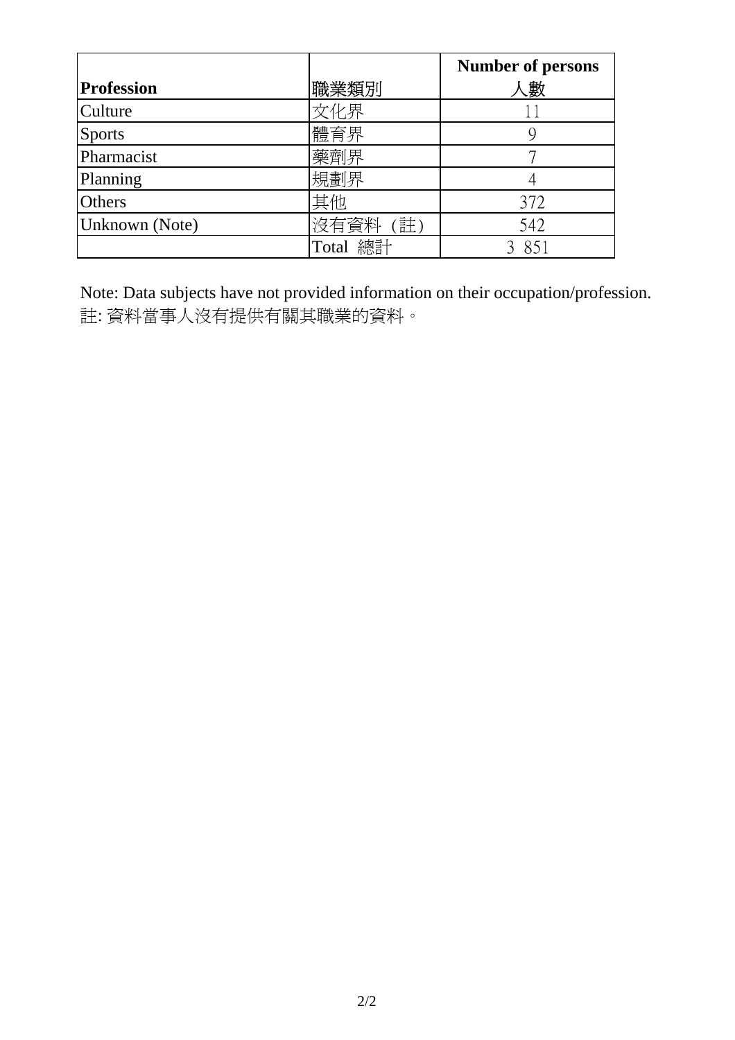| Profession | 職業類別 | Number of persons 人數 |
|---|---|---|
| Culture | 文化界 | 11 |
| Sports | 體育界 | 9 |
| Pharmacist | 藥劑界 | 7 |
| Planning | 規劃界 | 4 |
| Others | 其他 | 372 |
| Unknown (Note) | 沒有資料（註) | 542 |
| | Total 總計 | 3 851 |

Note: Data subjects have not provided information on their occupation/profession.
註: 資料當事人沒有提供有關其職業的資料。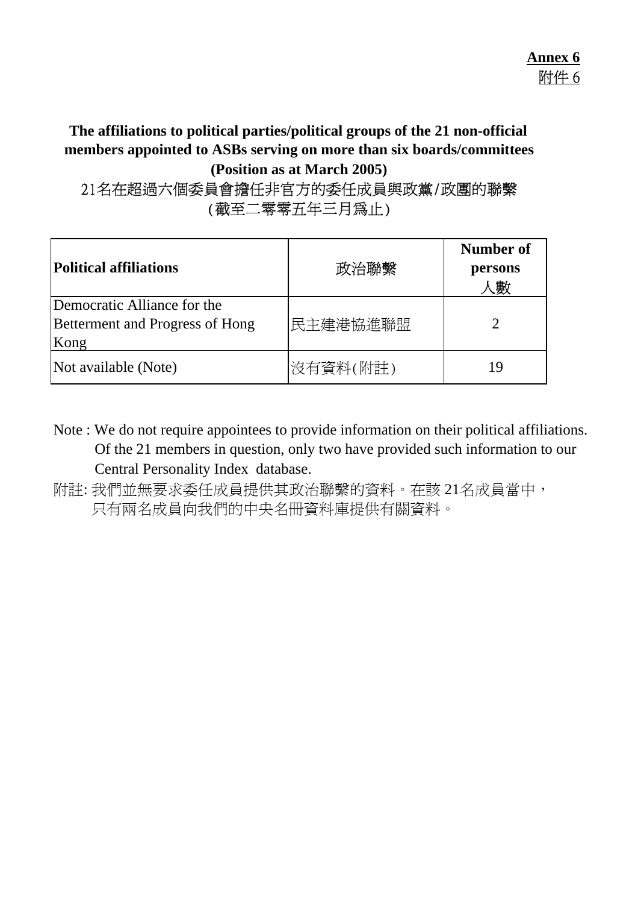**Annex 6**
附件 6

**The affiliations to political parties/political groups of the 21 non-official members appointed to ASBs serving on more than six boards/committees (Position as at March 2005)**

21名在超過六個委員會擔任非官方的委任成員與政黨/政團的聯繫
(截至二零零五年三月為止)

| **Political affiliations** | 政治聯繫 | **Number of persons** 人數 |
|---|---|---|
| Democratic Alliance for the Betterment and Progress of Hong Kong | 民主建港協進聯盟 | 2 |
| Not available (Note) | 沒有資料(附註) | 19 |

Note : We do not require appointees to provide information on their political affiliations. Of the 21 members in question, only two have provided such information to our Central Personality Index database.

附註: 我們並無要求委任成員提供其政治聯繫的資料。在該 21名成員當中，只有兩名成員向我們的中央名冊資料庫提供有關資料。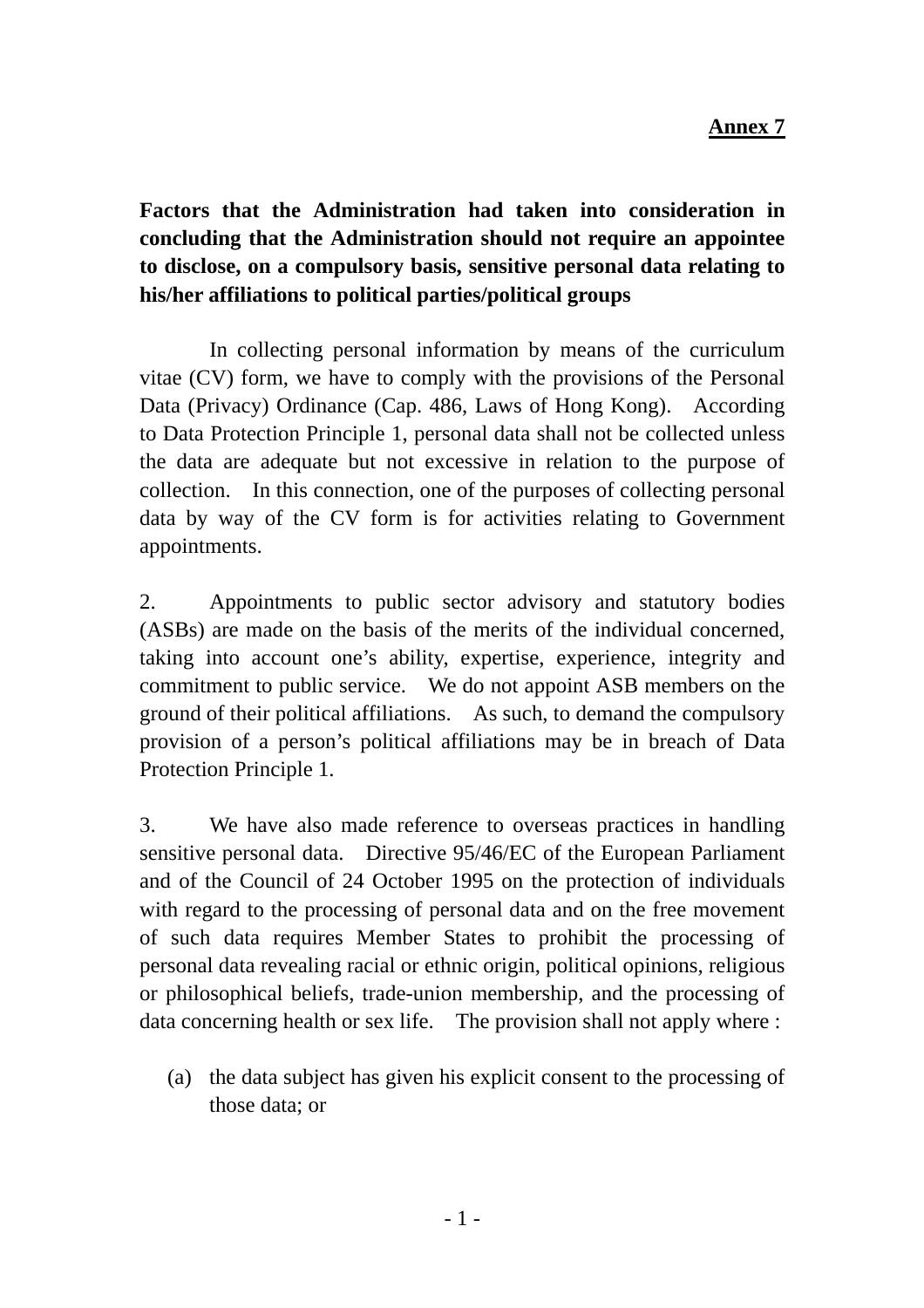**Annex 7**

**Factors that the Administration had taken into consideration in concluding that the Administration should not require an appointee to disclose, on a compulsory basis, sensitive personal data relating to his/her affiliations to political parties/political groups**

In collecting personal information by means of the curriculum vitae (CV) form, we have to comply with the provisions of the Personal Data (Privacy) Ordinance (Cap. 486, Laws of Hong Kong). According to Data Protection Principle 1, personal data shall not be collected unless the data are adequate but not excessive in relation to the purpose of collection. In this connection, one of the purposes of collecting personal data by way of the CV form is for activities relating to Government appointments.

2. Appointments to public sector advisory and statutory bodies (ASBs) are made on the basis of the merits of the individual concerned, taking into account one's ability, expertise, experience, integrity and commitment to public service. We do not appoint ASB members on the ground of their political affiliations. As such, to demand the compulsory provision of a person's political affiliations may be in breach of Data Protection Principle 1.

3. We have also made reference to overseas practices in handling sensitive personal data. Directive 95/46/EC of the European Parliament and of the Council of 24 October 1995 on the protection of individuals with regard to the processing of personal data and on the free movement of such data requires Member States to prohibit the processing of personal data revealing racial or ethnic origin, political opinions, religious or philosophical beliefs, trade-union membership, and the processing of data concerning health or sex life. The provision shall not apply where :

(a) the data subject has given his explicit consent to the processing of those data; or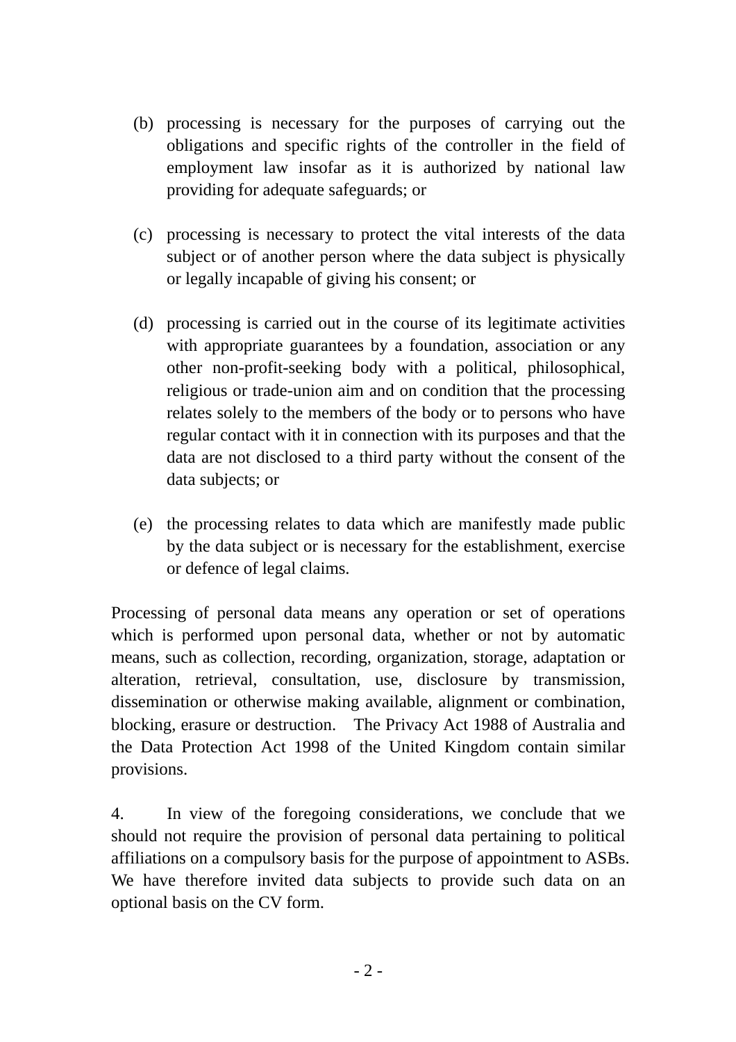(b) processing is necessary for the purposes of carrying out the obligations and specific rights of the controller in the field of employment law insofar as it is authorized by national law providing for adequate safeguards; or

(c) processing is necessary to protect the vital interests of the data subject or of another person where the data subject is physically or legally incapable of giving his consent; or

(d) processing is carried out in the course of its legitimate activities with appropriate guarantees by a foundation, association or any other non-profit-seeking body with a political, philosophical, religious or trade-union aim and on condition that the processing relates solely to the members of the body or to persons who have regular contact with it in connection with its purposes and that the data are not disclosed to a third party without the consent of the data subjects; or

(e) the processing relates to data which are manifestly made public by the data subject or is necessary for the establishment, exercise or defence of legal claims.

Processing of personal data means any operation or set of operations which is performed upon personal data, whether or not by automatic means, such as collection, recording, organization, storage, adaptation or alteration, retrieval, consultation, use, disclosure by transmission, dissemination or otherwise making available, alignment or combination, blocking, erasure or destruction. The Privacy Act 1988 of Australia and the Data Protection Act 1998 of the United Kingdom contain similar provisions.

4. In view of the foregoing considerations, we conclude that we should not require the provision of personal data pertaining to political affiliations on a compulsory basis for the purpose of appointment to ASBs. We have therefore invited data subjects to provide such data on an optional basis on the CV form.